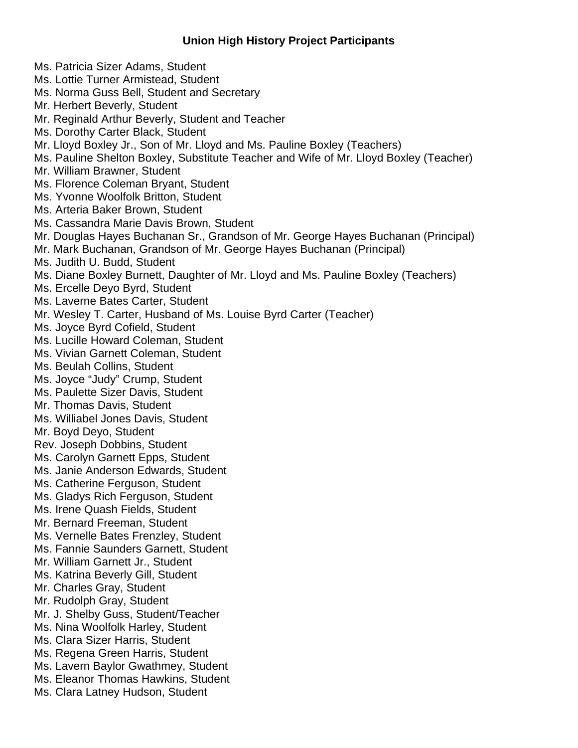**Union High History Project Participants**

Ms. Patricia Sizer Adams, Student
Ms. Lottie Turner Armistead, Student
Ms. Norma Guss Bell, Student and Secretary
Mr. Herbert Beverly, Student
Mr. Reginald Arthur Beverly, Student and Teacher
Ms. Dorothy Carter Black, Student
Mr. Lloyd Boxley Jr., Son of Mr. Lloyd and Ms. Pauline Boxley (Teachers)
Ms. Pauline Shelton Boxley, Substitute Teacher and Wife of Mr. Lloyd Boxley (Teacher)
Mr. William Brawner, Student
Ms. Florence Coleman Bryant, Student
Ms. Yvonne Woolfolk Britton, Student
Ms. Arteria Baker Brown, Student
Ms. Cassandra Marie Davis Brown, Student
Mr. Douglas Hayes Buchanan Sr., Grandson of Mr. George Hayes Buchanan (Principal)
Mr. Mark Buchanan, Grandson of Mr. George Hayes Buchanan (Principal)
Ms. Judith U. Budd, Student
Ms. Diane Boxley Burnett, Daughter of Mr. Lloyd and Ms. Pauline Boxley (Teachers)
Ms. Ercelle Deyo Byrd, Student
Ms. Laverne Bates Carter, Student
Mr. Wesley T. Carter, Husband of Ms. Louise Byrd Carter (Teacher)
Ms. Joyce Byrd Cofield, Student
Ms. Lucille Howard Coleman, Student
Ms. Vivian Garnett Coleman, Student
Ms. Beulah Collins, Student
Ms. Joyce "Judy" Crump, Student
Ms. Paulette Sizer Davis, Student
Mr. Thomas Davis, Student
Ms. Williabel Jones Davis, Student
Mr. Boyd Deyo, Student
Rev. Joseph Dobbins, Student
Ms. Carolyn Garnett Epps, Student
Ms. Janie Anderson Edwards, Student
Ms. Catherine Ferguson, Student
Ms. Gladys Rich Ferguson, Student
Ms. Irene Quash Fields, Student
Mr. Bernard Freeman, Student
Ms. Vernelle Bates Frenzley, Student
Ms. Fannie Saunders Garnett, Student
Mr. William Garnett Jr., Student
Ms. Katrina Beverly Gill, Student
Mr. Charles Gray, Student
Mr. Rudolph Gray, Student
Mr. J. Shelby Guss, Student/Teacher
Ms. Nina Woolfolk Harley, Student
Ms. Clara Sizer Harris, Student
Ms. Regena Green Harris, Student
Ms. Lavern Baylor Gwathmey, Student
Ms. Eleanor Thomas Hawkins, Student
Ms. Clara Latney Hudson, Student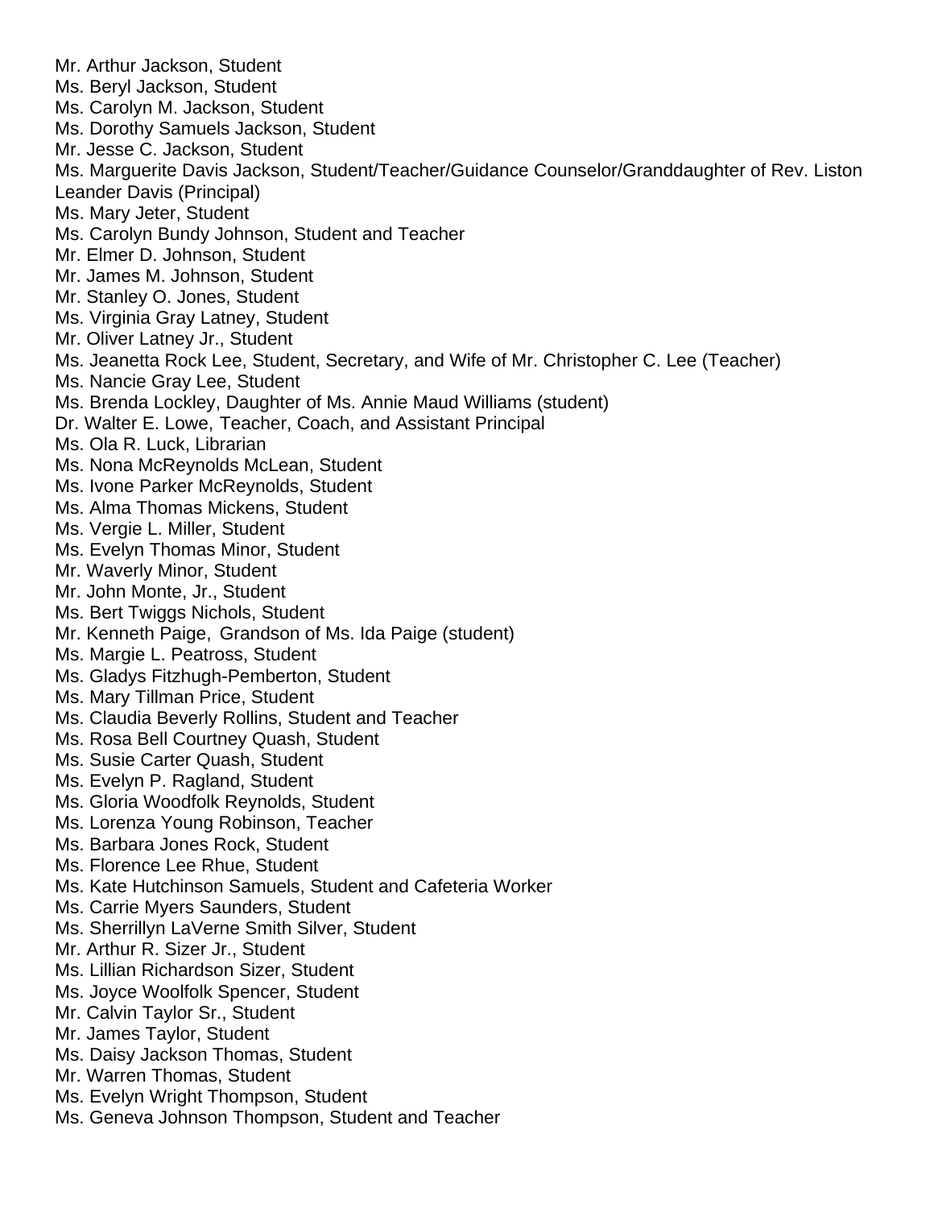Mr. Arthur Jackson, Student
Ms. Beryl Jackson, Student
Ms. Carolyn M. Jackson, Student
Ms. Dorothy Samuels Jackson, Student
Mr. Jesse C. Jackson, Student
Ms. Marguerite Davis Jackson, Student/Teacher/Guidance Counselor/Granddaughter of Rev. Liston Leander Davis (Principal)
Ms. Mary Jeter, Student
Ms. Carolyn Bundy Johnson, Student and Teacher
Mr. Elmer D. Johnson, Student
Mr. James M. Johnson, Student
Mr. Stanley O. Jones, Student
Ms. Virginia Gray Latney, Student
Mr. Oliver Latney Jr., Student
Ms. Jeanetta Rock Lee, Student, Secretary, and Wife of Mr. Christopher C. Lee (Teacher)
Ms. Nancie Gray Lee, Student
Ms. Brenda Lockley, Daughter of Ms. Annie Maud Williams (student)
Dr. Walter E. Lowe, Teacher, Coach, and Assistant Principal
Ms. Ola R. Luck, Librarian
Ms. Nona McReynolds McLean, Student
Ms. Ivone Parker McReynolds, Student
Ms. Alma Thomas Mickens, Student
Ms. Vergie L. Miller, Student
Ms. Evelyn Thomas Minor, Student
Mr. Waverly Minor, Student
Mr. John Monte, Jr., Student
Ms. Bert Twiggs Nichols, Student
Mr. Kenneth Paige, Grandson of Ms. Ida Paige (student)
Ms. Margie L. Peatross, Student
Ms. Gladys Fitzhugh-Pemberton, Student
Ms. Mary Tillman Price, Student
Ms. Claudia Beverly Rollins, Student and Teacher
Ms. Rosa Bell Courtney Quash, Student
Ms. Susie Carter Quash, Student
Ms. Evelyn P. Ragland, Student
Ms. Gloria Woodfolk Reynolds, Student
Ms. Lorenza Young Robinson, Teacher
Ms. Barbara Jones Rock, Student
Ms. Florence Lee Rhue, Student
Ms. Kate Hutchinson Samuels, Student and Cafeteria Worker
Ms. Carrie Myers Saunders, Student
Ms. Sherrillyn LaVerne Smith Silver, Student
Mr. Arthur R. Sizer Jr., Student
Ms. Lillian Richardson Sizer, Student
Ms. Joyce Woolfolk Spencer, Student
Mr. Calvin Taylor Sr., Student
Mr. James Taylor, Student
Ms. Daisy Jackson Thomas, Student
Mr. Warren Thomas, Student
Ms. Evelyn Wright Thompson, Student
Ms. Geneva Johnson Thompson, Student and Teacher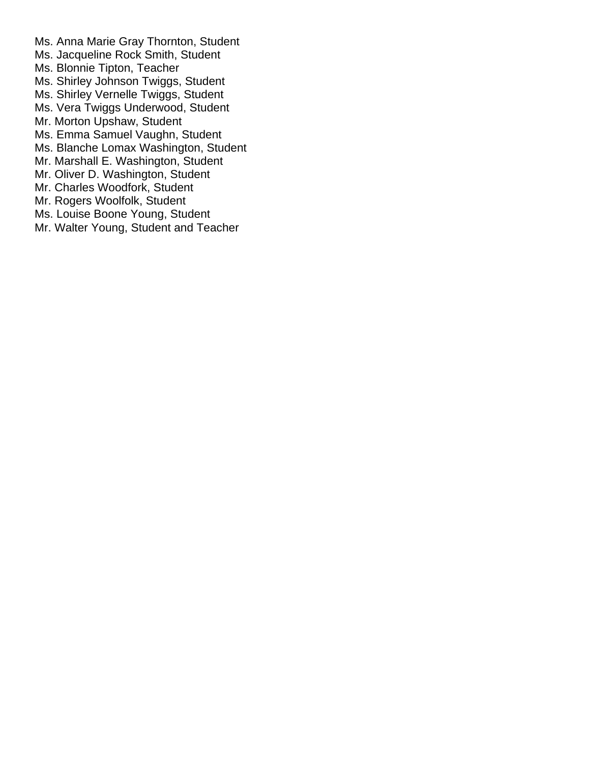Ms. Anna Marie Gray Thornton, Student
Ms. Jacqueline Rock Smith, Student
Ms. Blonnie Tipton, Teacher
Ms. Shirley Johnson Twiggs, Student
Ms. Shirley Vernelle Twiggs, Student
Ms. Vera Twiggs Underwood, Student
Mr. Morton Upshaw, Student
Ms. Emma Samuel Vaughn, Student
Ms. Blanche Lomax Washington, Student
Mr. Marshall E. Washington, Student
Mr. Oliver D. Washington, Student
Mr. Charles Woodfork, Student
Mr. Rogers Woolfolk, Student
Ms. Louise Boone Young, Student
Mr. Walter Young, Student and Teacher